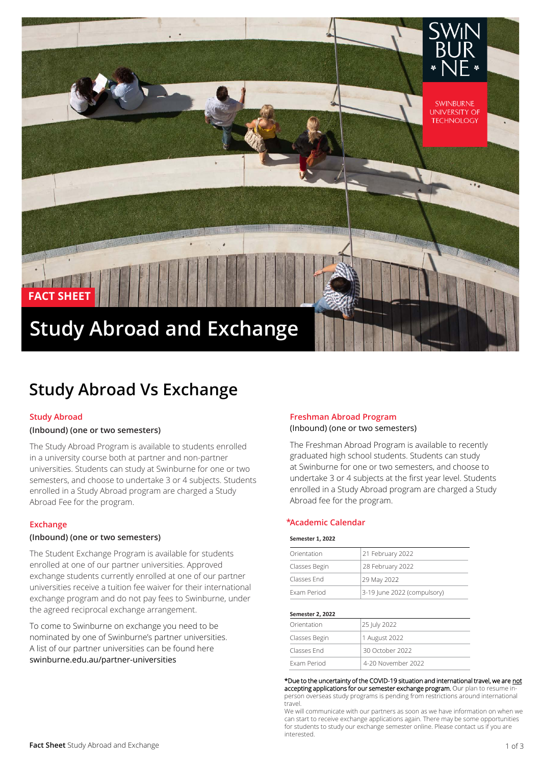SWINBURNE UNIVERSITY OF TECHNOLOGY

FACT SHEET

# Study Abroad and Exchange

## Study Abroad Vs Exchange

### Study Abroad

**(Inbound) (one or two semesters)**

The Study Abroad Program is available to students enrolled in a university course both at partner and non-partner universities. Students can study at Swinburne for one or two semesters, and choose to undertake 3 or 4 subjects. Students enrolled in a Study Abroad program are charged a Study Abroad Fee for the program.

### Exchange

**(Inbound) (one or two semesters)**

The Student Exchange Program is available for students enrolled at one of our partner universities. Approved exchange students currently enrolled at one of our partner universities receive a tuition fee waiver for their international exchange program and do not pay fees to Swinburne, under the agreed reciprocal exchange arrangement.

To come to Swinburne on exchange you need to be nominated by one of Swinburne's partner universities. A list of our partner universities can be found here swinburne.edu.au/partner-universities

### Freshman Abroad Program

(Inbound) (one or two semesters)

The Freshman Abroad Program is available to recently graduated high school students. Students can study at Swinburne for one or two semesters, and choose to undertake 3 or 4 subjects at the first year level. Students enrolled in a Study Abroad program are charged a Study Abroad fee for the program.

### *Academic Calendar

**Semester 1, 2022**

| | |
|---|---|
| Orientation | 21 February 2022 |
| Classes Begin | 28 February 2022 |
| Classes End | 29 May 2022 |
| Exam Period | 3-19 June 2022 (compulsory) |

**Semester 2, 2022**

| | |
|---|---|
| Orientation | 25 July 2022 |
| Classes Begin | 1 August 2022 |
| Classes End | 30 October 2022 |
| Exam Period | 4-20 November 2022 |

*Due to the uncertainty of the COVID-19 situation and international travel, we are not accepting applications for our semester exchange program. Our plan to resume in-person overseas study programs is pending from restrictions around international travel.

We will communicate with our partners as soon as we have information on when we can start to receive exchange applications again. There may be some opportunities for students to study our exchange semester online. Please contact us if you are interested.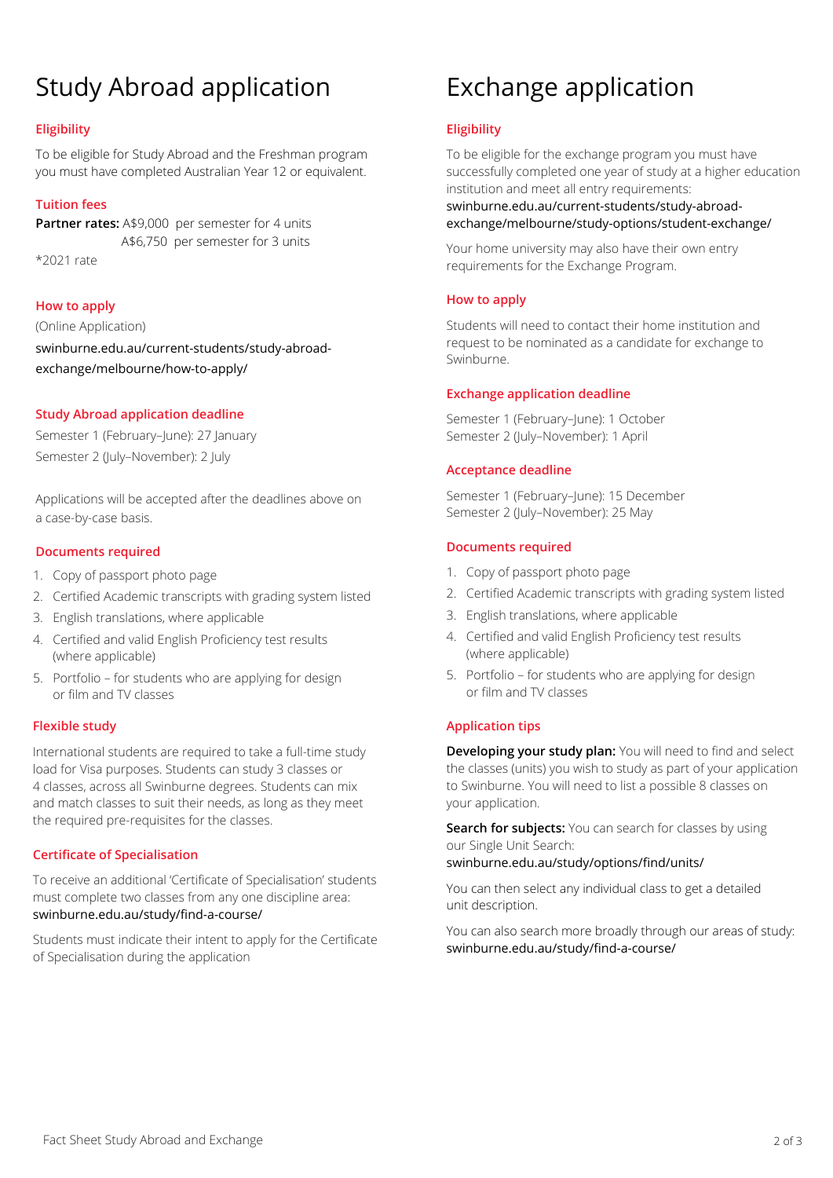# Study Abroad application

## Eligibility

To be eligible for Study Abroad and the Freshman program you must have completed Australian Year 12 or equivalent.

## Tuition fees

**Partner rates:** A$9,000 per semester for 4 units
A$6,750 per semester for 3 units

*2021 rate

## How to apply

(Online Application)

swinburne.edu.au/current-students/study-abroad-exchange/melbourne/how-to-apply/

## Study Abroad application deadline

Semester 1 (February–June): 27 January
Semester 2 (July–November): 2 July

Applications will be accepted after the deadlines above on a case-by-case basis.

## Documents required

1. Copy of passport photo page
2. Certified Academic transcripts with grading system listed
3. English translations, where applicable
4. Certified and valid English Proficiency test results (where applicable)
5. Portfolio – for students who are applying for design or film and TV classes

## Flexible study

International students are required to take a full-time study load for Visa purposes. Students can study 3 classes or 4 classes, across all Swinburne degrees. Students can mix and match classes to suit their needs, as long as they meet the required pre-requisites for the classes.

## Certificate of Specialisation

To receive an additional 'Certificate of Specialisation' students must complete two classes from any one discipline area: swinburne.edu.au/study/find-a-course/

Students must indicate their intent to apply for the Certificate of Specialisation during the application

# Exchange application

## Eligibility

To be eligible for the exchange program you must have successfully completed one year of study at a higher education institution and meet all entry requirements: swinburne.edu.au/current-students/study-abroad-exchange/melbourne/study-options/student-exchange/

Your home university may also have their own entry requirements for the Exchange Program.

## How to apply

Students will need to contact their home institution and request to be nominated as a candidate for exchange to Swinburne.

## Exchange application deadline

Semester 1 (February–June): 1 October
Semester 2 (July–November): 1 April

## Acceptance deadline

Semester 1 (February–June): 15 December
Semester 2 (July–November): 25 May

## Documents required

1. Copy of passport photo page
2. Certified Academic transcripts with grading system listed
3. English translations, where applicable
4. Certified and valid English Proficiency test results (where applicable)
5. Portfolio – for students who are applying for design or film and TV classes

## Application tips

**Developing your study plan:** You will need to find and select the classes (units) you wish to study as part of your application to Swinburne. You will need to list a possible 8 classes on your application.

**Search for subjects:** You can search for classes by using our Single Unit Search: swinburne.edu.au/study/options/find/units/

You can then select any individual class to get a detailed unit description.

You can also search more broadly through our areas of study: swinburne.edu.au/study/find-a-course/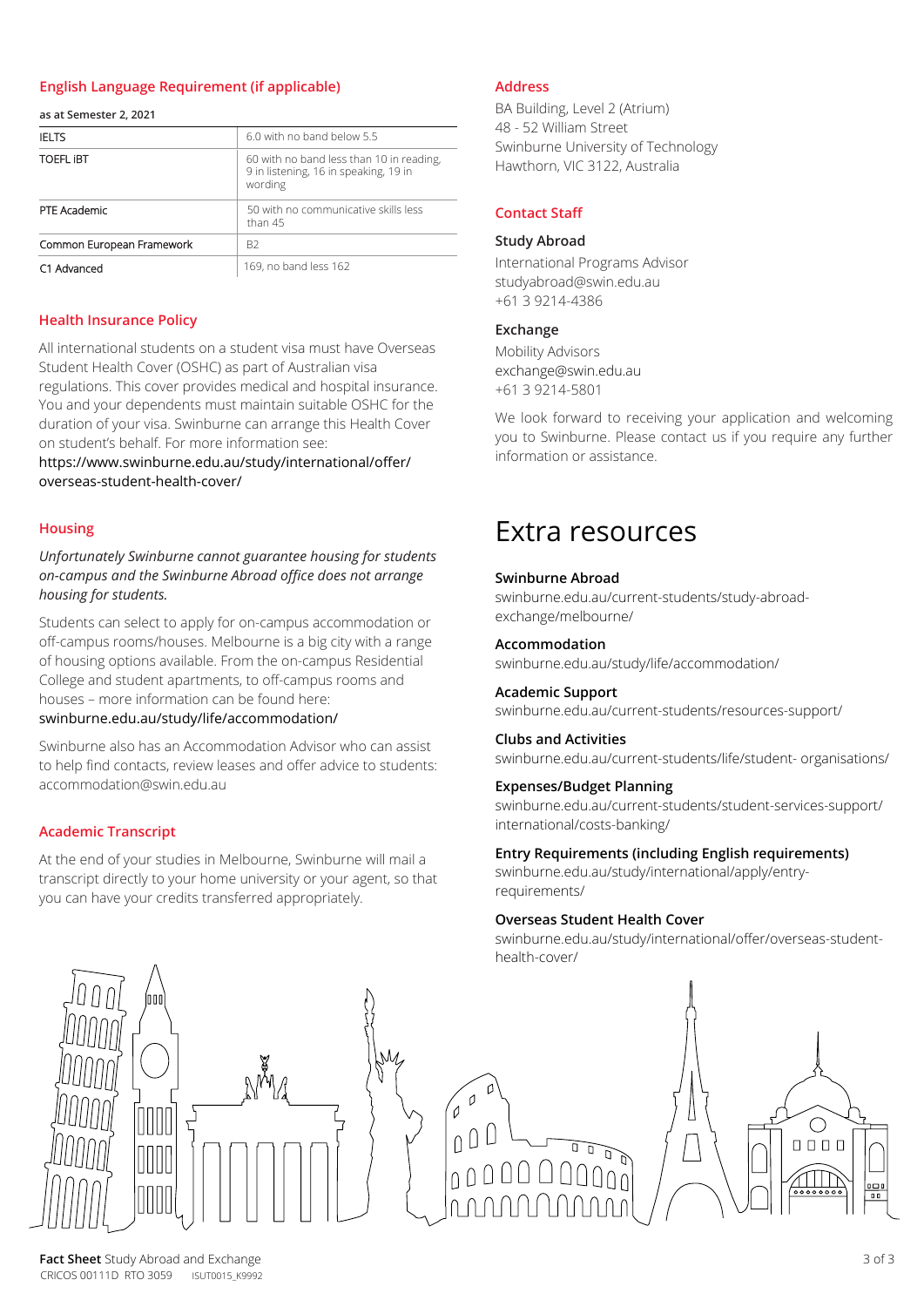## English Language Requirement (if applicable)

as at Semester 2, 2021

| | |
|---|---|
| IELTS | 6.0 with no band below 5.5 |
| TOEFL iBT | 60 with no band less than 10 in reading, 9 in listening, 16 in speaking, 19 in wording |
| PTE Academic | 50 with no communicative skills less than 45 |
| Common European Framework | B2 |
| C1 Advanced | 169, no band less 162 |

## Health Insurance Policy

All international students on a student visa must have Overseas Student Health Cover (OSHC) as part of Australian visa regulations. This cover provides medical and hospital insurance. You and your dependents must maintain suitable OSHC for the duration of your visa. Swinburne can arrange this Health Cover on student's behalf. For more information see:
https://www.swinburne.edu.au/study/international/offer/overseas-student-health-cover/

## Housing

*Unfortunately Swinburne cannot guarantee housing for students on-campus and the Swinburne Abroad office does not arrange housing for students.*

Students can select to apply for on-campus accommodation or off-campus rooms/houses. Melbourne is a big city with a range of housing options available. From the on-campus Residential College and student apartments, to off-campus rooms and houses – more information can be found here:
swinburne.edu.au/study/life/accommodation/

Swinburne also has an Accommodation Advisor who can assist to help find contacts, review leases and offer advice to students: accommodation@swin.edu.au

## Academic Transcript

At the end of your studies in Melbourne, Swinburne will mail a transcript directly to your home university or your agent, so that you can have your credits transferred appropriately.

## Address

BA Building, Level 2 (Atrium)
48 - 52 William Street
Swinburne University of Technology
Hawthorn, VIC 3122, Australia

## Contact Staff

### Study Abroad

International Programs Advisor
studyabroad@swin.edu.au
+61 3 9214-4386

### Exchange

Mobility Advisors
exchange@swin.edu.au
+61 3 9214-5801

We look forward to receiving your application and welcoming you to Swinburne. Please contact us if you require any further information or assistance.

# Extra resources

**Swinburne Abroad**
swinburne.edu.au/current-students/study-abroad-exchange/melbourne/

**Accommodation**
swinburne.edu.au/study/life/accommodation/

**Academic Support**
swinburne.edu.au/current-students/resources-support/

**Clubs and Activities**
swinburne.edu.au/current-students/life/student- organisations/

**Expenses/Budget Planning**
swinburne.edu.au/current-students/student-services-support/international/costs-banking/

**Entry Requirements (including English requirements)**
swinburne.edu.au/study/international/apply/entry-requirements/

**Overseas Student Health Cover**
swinburne.edu.au/study/international/offer/overseas-student-health-cover/

**Fact Sheet** Study Abroad and Exchange
CRICOS 00111D RTO 3059 ISUT0015_K9992